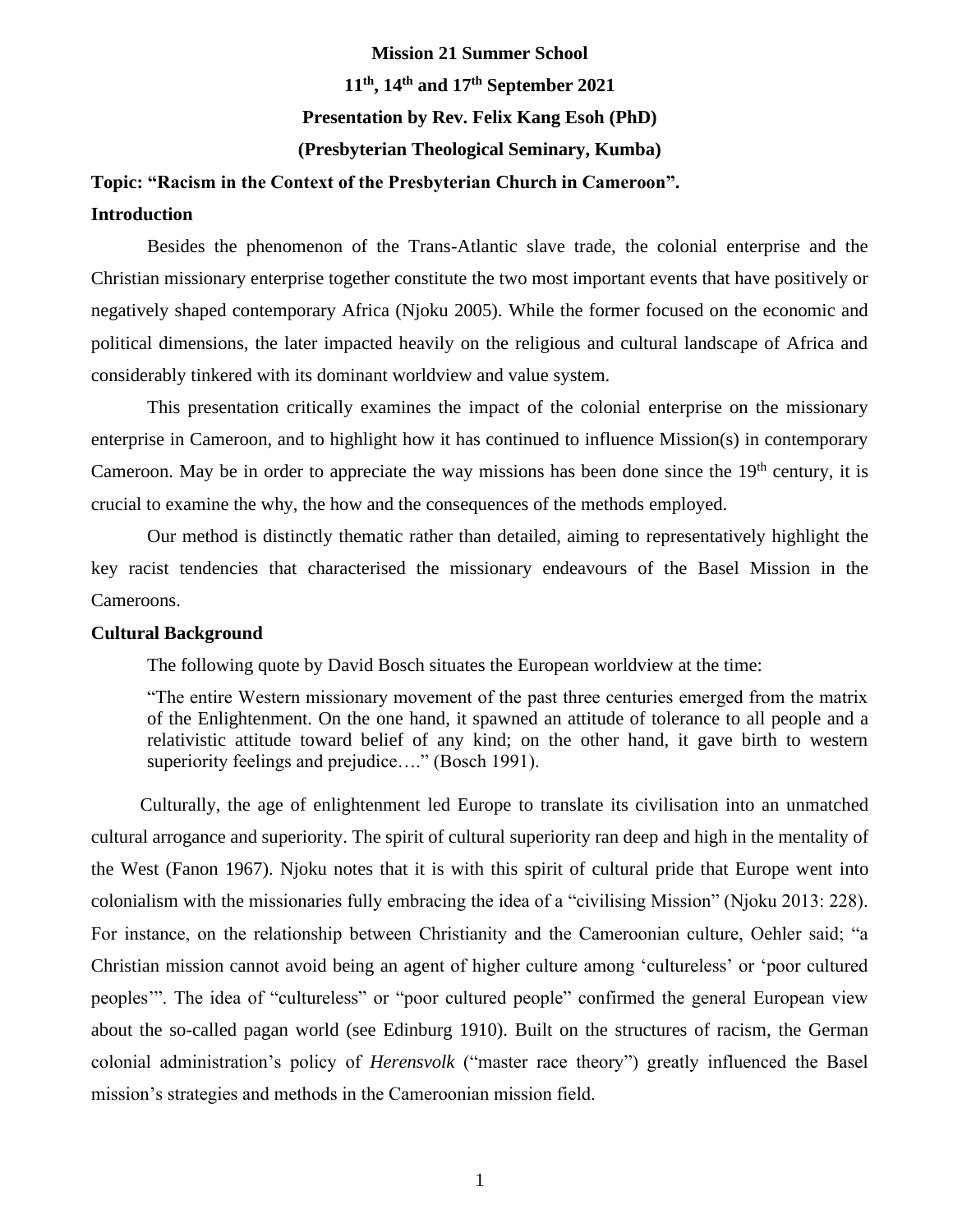**Mission 21 Summer School**

**11th, 14th and 17th September 2021**

**Presentation by Rev. Felix Kang Esoh (PhD)**

**(Presbyterian Theological Seminary, Kumba)**

**Topic: "Racism in the Context of the Presbyterian Church in Cameroon".**

**Introduction**

Besides the phenomenon of the Trans-Atlantic slave trade, the colonial enterprise and the Christian missionary enterprise together constitute the two most important events that have positively or negatively shaped contemporary Africa (Njoku 2005). While the former focused on the economic and political dimensions, the later impacted heavily on the religious and cultural landscape of Africa and considerably tinkered with its dominant worldview and value system.

This presentation critically examines the impact of the colonial enterprise on the missionary enterprise in Cameroon, and to highlight how it has continued to influence Mission(s) in contemporary Cameroon. May be in order to appreciate the way missions has been done since the 19th century, it is crucial to examine the why, the how and the consequences of the methods employed.

Our method is distinctly thematic rather than detailed, aiming to representatively highlight the key racist tendencies that characterised the missionary endeavours of the Basel Mission in the Cameroons.

**Cultural Background**

The following quote by David Bosch situates the European worldview at the time:

> "The entire Western missionary movement of the past three centuries emerged from the matrix of the Enlightenment. On the one hand, it spawned an attitude of tolerance to all people and a relativistic attitude toward belief of any kind; on the other hand, it gave birth to western superiority feelings and prejudice…." (Bosch 1991).

Culturally, the age of enlightenment led Europe to translate its civilisation into an unmatched cultural arrogance and superiority. The spirit of cultural superiority ran deep and high in the mentality of the West (Fanon 1967). Njoku notes that it is with this spirit of cultural pride that Europe went into colonialism with the missionaries fully embracing the idea of a "civilising Mission" (Njoku 2013: 228). For instance, on the relationship between Christianity and the Cameroonian culture, Oehler said; "a Christian mission cannot avoid being an agent of higher culture among 'cultureless' or 'poor cultured peoples'". The idea of "cultureless" or "poor cultured people" confirmed the general European view about the so-called pagan world (see Edinburg 1910). Built on the structures of racism, the German colonial administration's policy of *Herensvolk* ("master race theory") greatly influenced the Basel mission's strategies and methods in the Cameroonian mission field.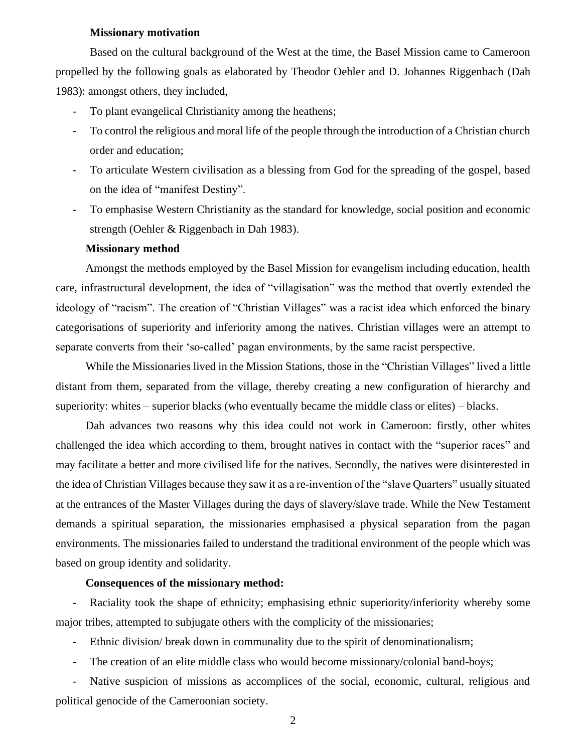**Missionary motivation**

Based on the cultural background of the West at the time, the Basel Mission came to Cameroon propelled by the following goals as elaborated by Theodor Oehler and D. Johannes Riggenbach (Dah 1983): amongst others, they included,

- To plant evangelical Christianity among the heathens;
- To control the religious and moral life of the people through the introduction of a Christian church order and education;
- To articulate Western civilisation as a blessing from God for the spreading of the gospel, based on the idea of "manifest Destiny".
- To emphasise Western Christianity as the standard for knowledge, social position and economic strength (Oehler & Riggenbach in Dah 1983).

**Missionary method**

Amongst the methods employed by the Basel Mission for evangelism including education, health care, infrastructural development, the idea of "villagisation" was the method that overtly extended the ideology of "racism". The creation of "Christian Villages" was a racist idea which enforced the binary categorisations of superiority and inferiority among the natives. Christian villages were an attempt to separate converts from their 'so-called' pagan environments, by the same racist perspective.

While the Missionaries lived in the Mission Stations, those in the "Christian Villages" lived a little distant from them, separated from the village, thereby creating a new configuration of hierarchy and superiority: whites – superior blacks (who eventually became the middle class or elites) – blacks.

Dah advances two reasons why this idea could not work in Cameroon: firstly, other whites challenged the idea which according to them, brought natives in contact with the "superior races" and may facilitate a better and more civilised life for the natives. Secondly, the natives were disinterested in the idea of Christian Villages because they saw it as a re-invention of the "slave Quarters" usually situated at the entrances of the Master Villages during the days of slavery/slave trade. While the New Testament demands a spiritual separation, the missionaries emphasised a physical separation from the pagan environments. The missionaries failed to understand the traditional environment of the people which was based on group identity and solidarity.

**Consequences of the missionary method:**

- Raciality took the shape of ethnicity; emphasising ethnic superiority/inferiority whereby some major tribes, attempted to subjugate others with the complicity of the missionaries;
- Ethnic division/ break down in communality due to the spirit of denominationalism;
- The creation of an elite middle class who would become missionary/colonial band-boys;
- Native suspicion of missions as accomplices of the social, economic, cultural, religious and political genocide of the Cameroonian society.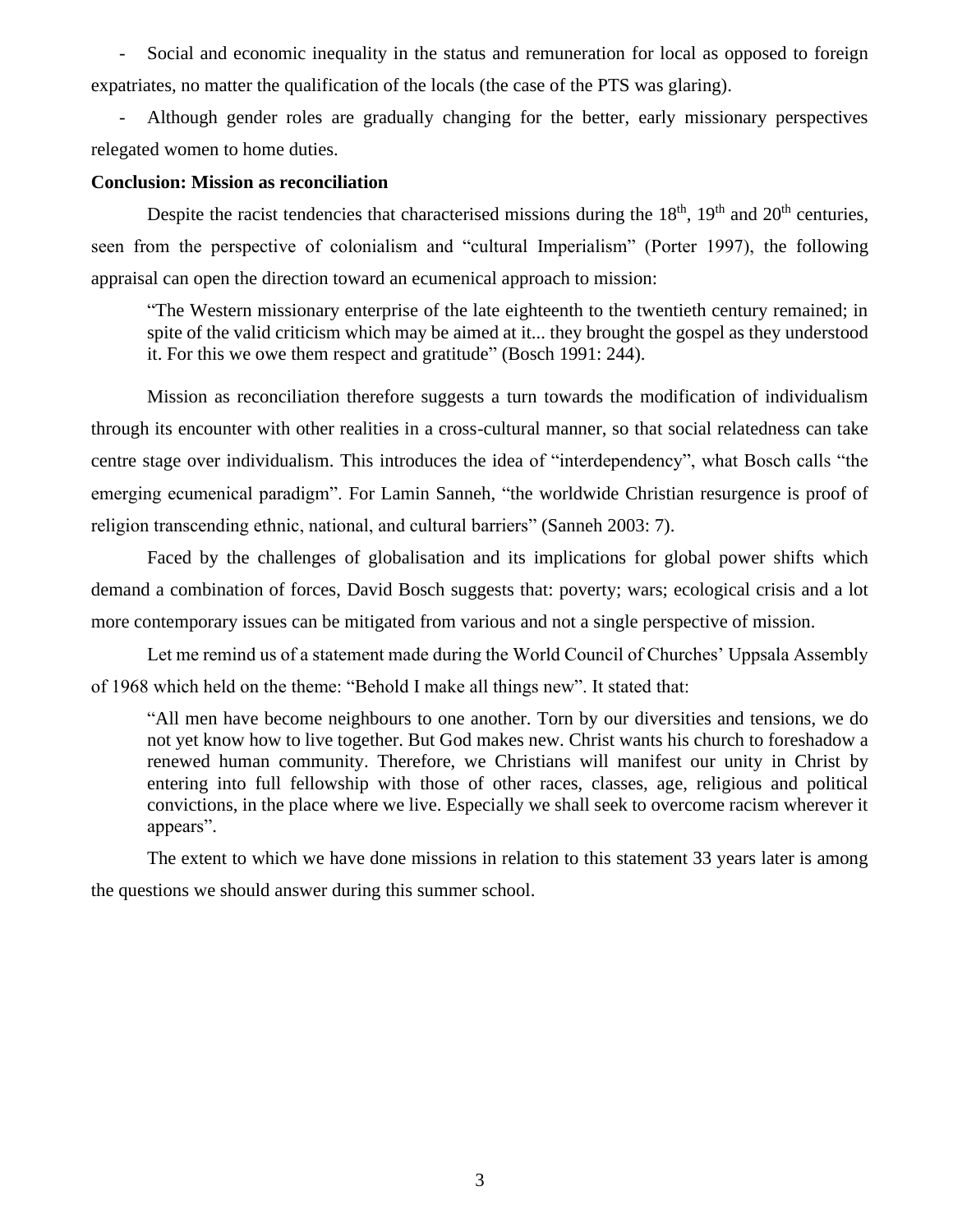- Social and economic inequality in the status and remuneration for local as opposed to foreign expatriates, no matter the qualification of the locals (the case of the PTS was glaring).
- Although gender roles are gradually changing for the better, early missionary perspectives relegated women to home duties.

**Conclusion: Mission as reconciliation**

Despite the racist tendencies that characterised missions during the 18th, 19th and 20th centuries, seen from the perspective of colonialism and "cultural Imperialism" (Porter 1997), the following appraisal can open the direction toward an ecumenical approach to mission:

> "The Western missionary enterprise of the late eighteenth to the twentieth century remained; in spite of the valid criticism which may be aimed at it... they brought the gospel as they understood it. For this we owe them respect and gratitude" (Bosch 1991: 244).

Mission as reconciliation therefore suggests a turn towards the modification of individualism through its encounter with other realities in a cross-cultural manner, so that social relatedness can take centre stage over individualism. This introduces the idea of "interdependency", what Bosch calls "the emerging ecumenical paradigm". For Lamin Sanneh, "the worldwide Christian resurgence is proof of religion transcending ethnic, national, and cultural barriers" (Sanneh 2003: 7).

Faced by the challenges of globalisation and its implications for global power shifts which demand a combination of forces, David Bosch suggests that: poverty; wars; ecological crisis and a lot more contemporary issues can be mitigated from various and not a single perspective of mission.

Let me remind us of a statement made during the World Council of Churches' Uppsala Assembly of 1968 which held on the theme: "Behold I make all things new". It stated that:

> "All men have become neighbours to one another. Torn by our diversities and tensions, we do not yet know how to live together. But God makes new. Christ wants his church to foreshadow a renewed human community. Therefore, we Christians will manifest our unity in Christ by entering into full fellowship with those of other races, classes, age, religious and political convictions, in the place where we live. Especially we shall seek to overcome racism wherever it appears".

The extent to which we have done missions in relation to this statement 33 years later is among the questions we should answer during this summer school.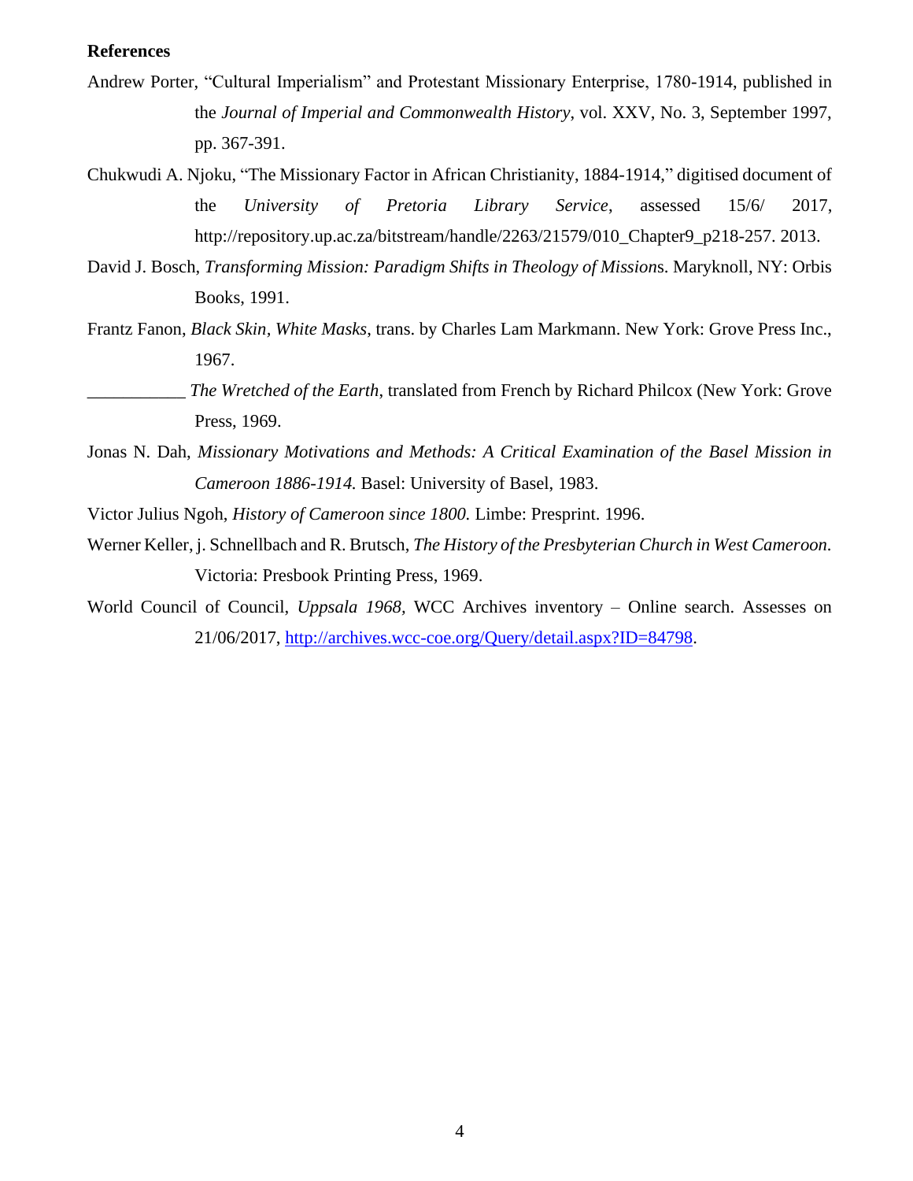**References**

Andrew Porter, "Cultural Imperialism" and Protestant Missionary Enterprise, 1780-1914, published in the *Journal of Imperial and Commonwealth History*, vol. XXV, No. 3, September 1997, pp. 367-391.

Chukwudi A. Njoku, "The Missionary Factor in African Christianity, 1884-1914," digitised document of the *University of Pretoria Library Service*, assessed 15/6/ 2017, http://repository.up.ac.za/bitstream/handle/2263/21579/010_Chapter9_p218-257. 2013.

David J. Bosch, *Transforming Mission: Paradigm Shifts in Theology of Mission*s. Maryknoll, NY: Orbis Books, 1991.

Frantz Fanon, *Black Skin, White Masks,* trans. by Charles Lam Markmann. New York: Grove Press Inc., 1967.

___________ *The Wretched of the Earth*, translated from French by Richard Philcox (New York: Grove Press, 1969.

Jonas N. Dah, *Missionary Motivations and Methods: A Critical Examination of the Basel Mission in Cameroon 1886-1914.* Basel: University of Basel, 1983.

Victor Julius Ngoh, *History of Cameroon since 1800.* Limbe: Presprint. 1996.

Werner Keller, j. Schnellbach and R. Brutsch, *The History of the Presbyterian Church in West Cameroon.* Victoria: Presbook Printing Press, 1969.

World Council of Council, *Uppsala 1968,* WCC Archives inventory – Online search. Assesses on 21/06/2017, http://archives.wcc-coe.org/Query/detail.aspx?ID=84798.